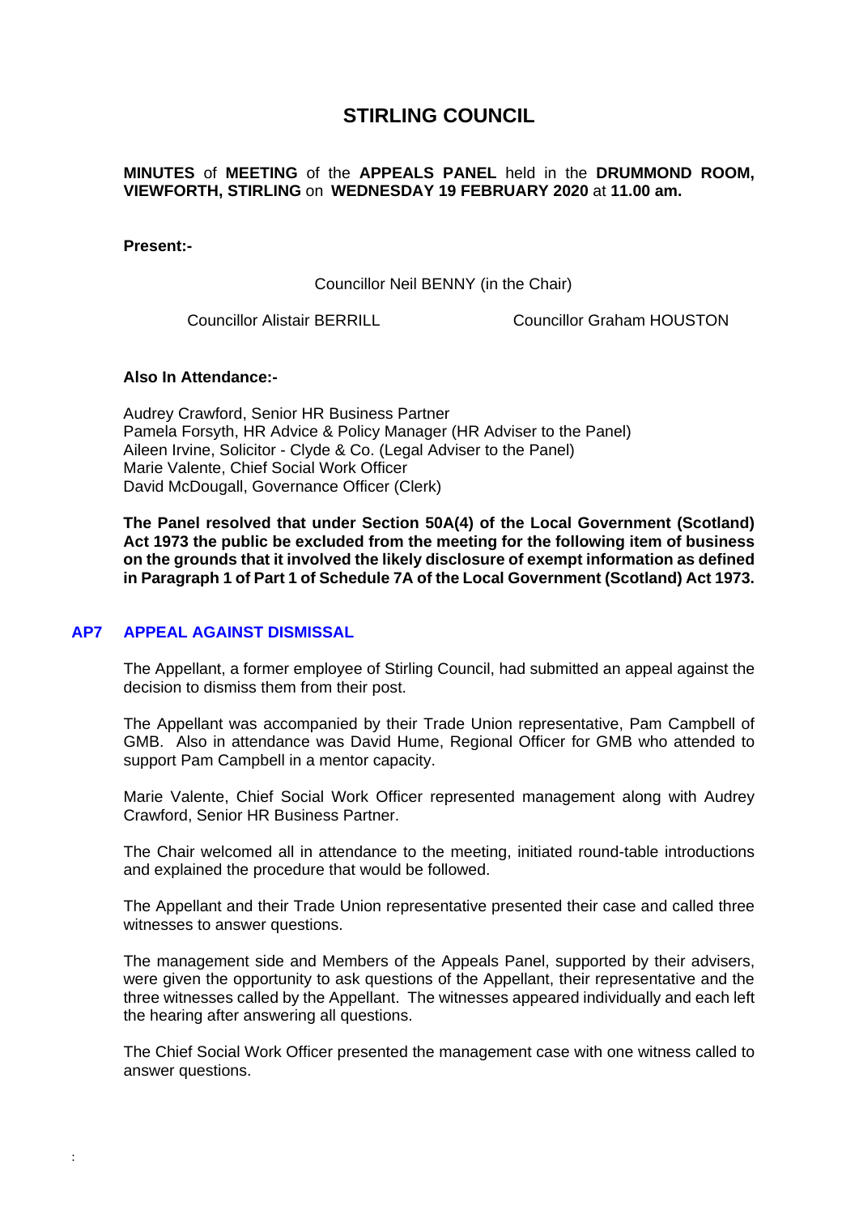# STIRLING COUNCIL

**MINUTES** of **MEETING** of the **APPEALS PANEL** held in the **DRUMMOND ROOM, VIEWFORTH, STIRLING** on **WEDNESDAY 19 FEBRUARY 2020** at **11.00 am.**

**Present:-**

Councillor Neil BENNY (in the Chair)

Councillor Alistair BERRILL

Councillor Graham HOUSTON

**Also In Attendance:-**

Audrey Crawford, Senior HR Business Partner
Pamela Forsyth, HR Advice & Policy Manager (HR Adviser to the Panel)
Aileen Irvine, Solicitor - Clyde & Co. (Legal Adviser to the Panel)
Marie Valente, Chief Social Work Officer
David McDougall, Governance Officer (Clerk)

**The Panel resolved that under Section 50A(4) of the Local Government (Scotland) Act 1973 the public be excluded from the meeting for the following item of business on the grounds that it involved the likely disclosure of exempt information as defined in Paragraph 1 of Part 1 of Schedule 7A of the Local Government (Scotland) Act 1973.**

## AP7 APPEAL AGAINST DISMISSAL

The Appellant, a former employee of Stirling Council, had submitted an appeal against the decision to dismiss them from their post.

The Appellant was accompanied by their Trade Union representative, Pam Campbell of GMB. Also in attendance was David Hume, Regional Officer for GMB who attended to support Pam Campbell in a mentor capacity.

Marie Valente, Chief Social Work Officer represented management along with Audrey Crawford, Senior HR Business Partner.

The Chair welcomed all in attendance to the meeting, initiated round-table introductions and explained the procedure that would be followed.

The Appellant and their Trade Union representative presented their case and called three witnesses to answer questions.

The management side and Members of the Appeals Panel, supported by their advisers, were given the opportunity to ask questions of the Appellant, their representative and the three witnesses called by the Appellant. The witnesses appeared individually and each left the hearing after answering all questions.

The Chief Social Work Officer presented the management case with one witness called to answer questions.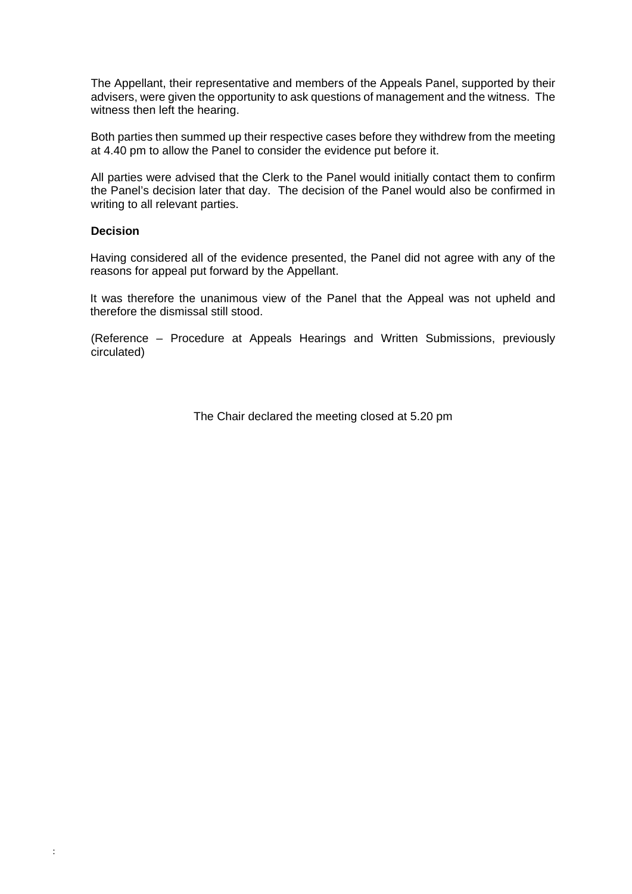The Appellant, their representative and members of the Appeals Panel, supported by their advisers, were given the opportunity to ask questions of management and the witness. The witness then left the hearing.

Both parties then summed up their respective cases before they withdrew from the meeting at 4.40 pm to allow the Panel to consider the evidence put before it.

All parties were advised that the Clerk to the Panel would initially contact them to confirm the Panel's decision later that day. The decision of the Panel would also be confirmed in writing to all relevant parties.

**Decision**

Having considered all of the evidence presented, the Panel did not agree with any of the reasons for appeal put forward by the Appellant.

It was therefore the unanimous view of the Panel that the Appeal was not upheld and therefore the dismissal still stood.

(Reference – Procedure at Appeals Hearings and Written Submissions, previously circulated)

The Chair declared the meeting closed at 5.20 pm